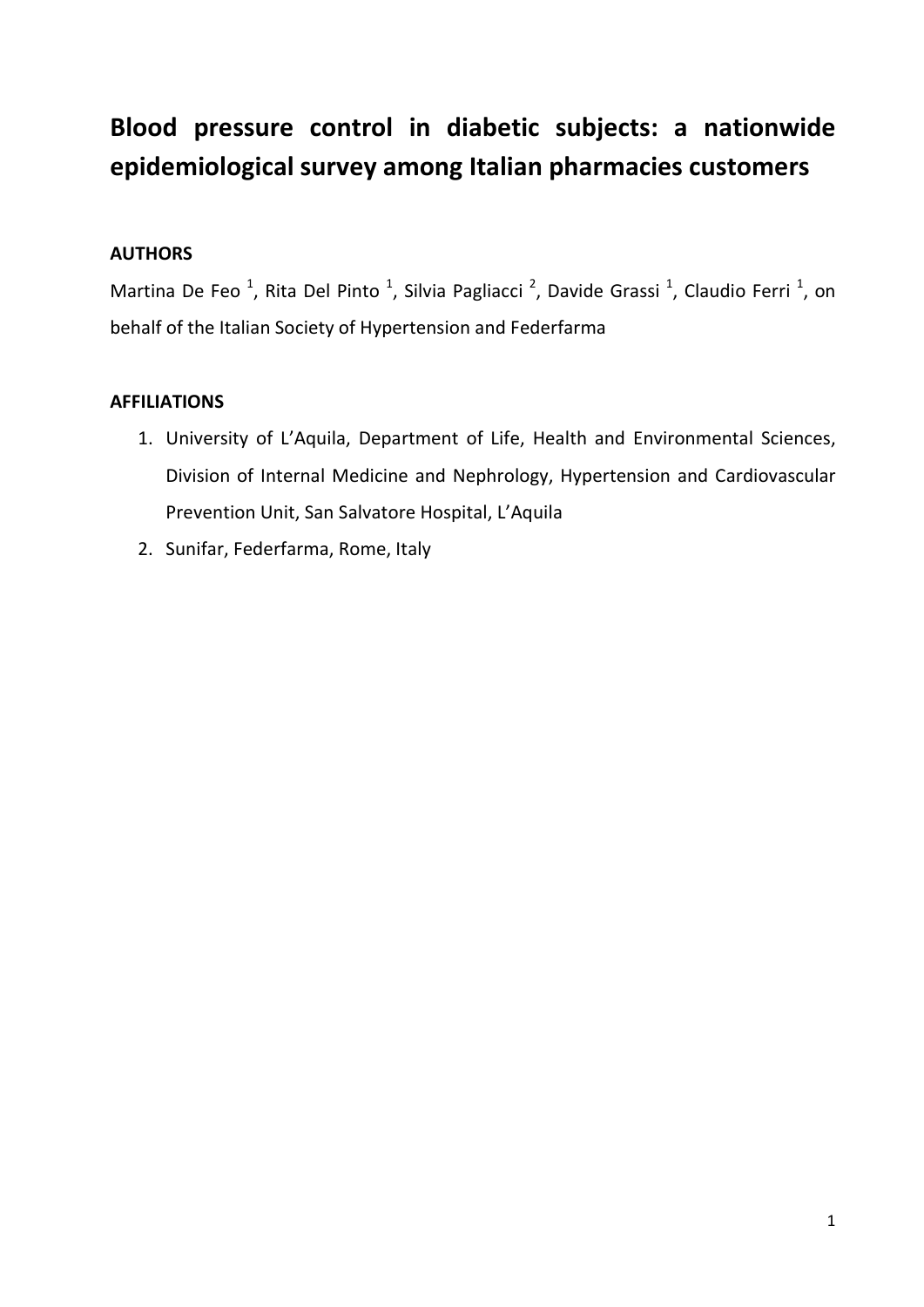# Blood pressure control in diabetic subjects: a nationwide epidemiological survey among Italian pharmacies customers

**AUTHORS**

Martina De Feo [1], Rita Del Pinto [1], Silvia Pagliacci [2], Davide Grassi [1], Claudio Ferri [1], on behalf of the Italian Society of Hypertension and Federfarma

**AFFILIATIONS**

1. University of L'Aquila, Department of Life, Health and Environmental Sciences, Division of Internal Medicine and Nephrology, Hypertension and Cardiovascular Prevention Unit, San Salvatore Hospital, L'Aquila
2. Sunifar, Federfarma, Rome, Italy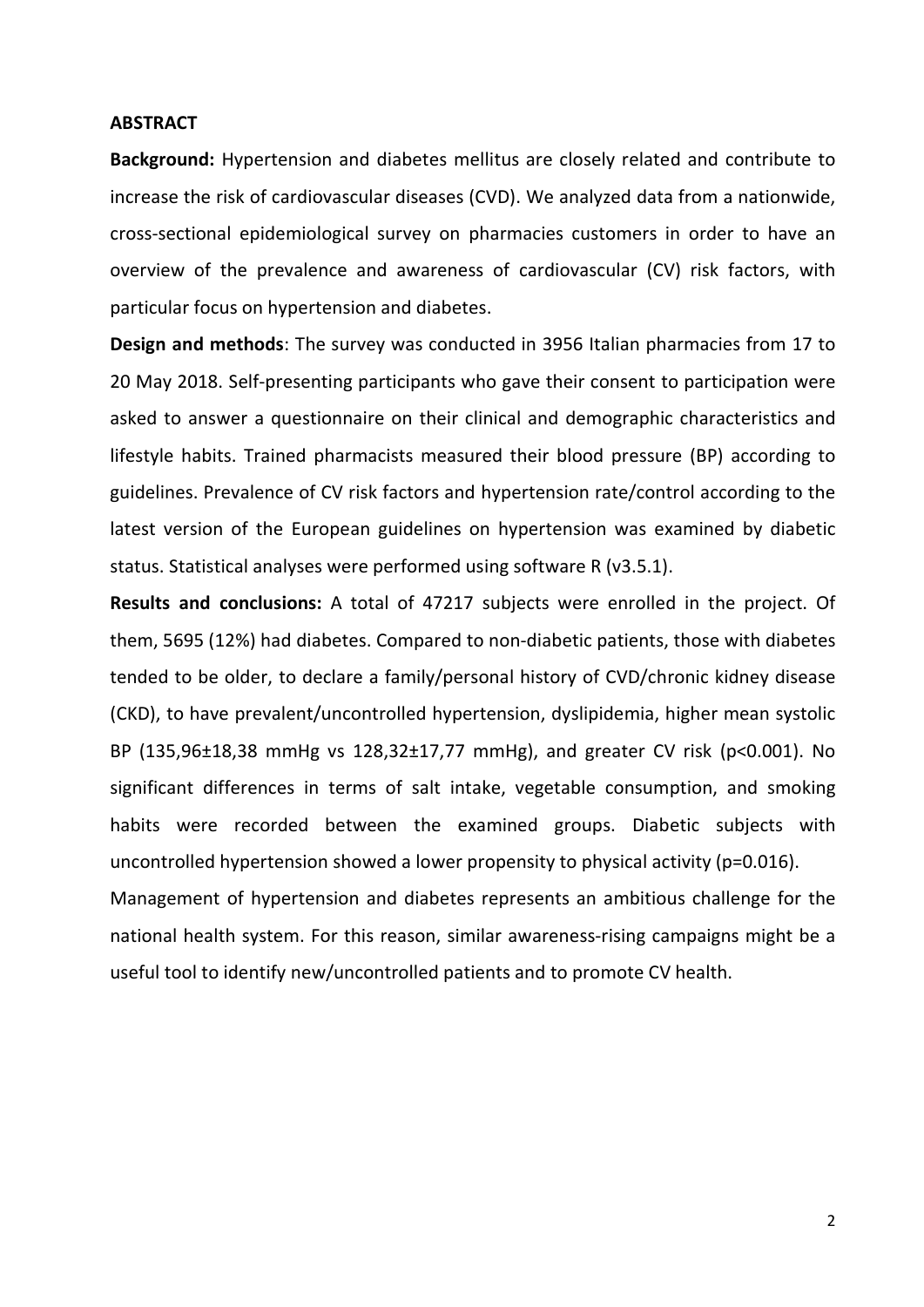## ABSTRACT

**Background:** Hypertension and diabetes mellitus are closely related and contribute to increase the risk of cardiovascular diseases (CVD). We analyzed data from a nationwide, cross-sectional epidemiological survey on pharmacies customers in order to have an overview of the prevalence and awareness of cardiovascular (CV) risk factors, with particular focus on hypertension and diabetes.

**Design and methods**: The survey was conducted in 3956 Italian pharmacies from 17 to 20 May 2018. Self-presenting participants who gave their consent to participation were asked to answer a questionnaire on their clinical and demographic characteristics and lifestyle habits. Trained pharmacists measured their blood pressure (BP) according to guidelines. Prevalence of CV risk factors and hypertension rate/control according to the latest version of the European guidelines on hypertension was examined by diabetic status. Statistical analyses were performed using software R (v3.5.1).

**Results and conclusions:** A total of 47217 subjects were enrolled in the project. Of them, 5695 (12%) had diabetes. Compared to non-diabetic patients, those with diabetes tended to be older, to declare a family/personal history of CVD/chronic kidney disease (CKD), to have prevalent/uncontrolled hypertension, dyslipidemia, higher mean systolic BP (135,96±18,38 mmHg vs 128,32±17,77 mmHg), and greater CV risk ($p<0.001$). No significant differences in terms of salt intake, vegetable consumption, and smoking habits were recorded between the examined groups. Diabetic subjects with uncontrolled hypertension showed a lower propensity to physical activity ($p=0.016$).

Management of hypertension and diabetes represents an ambitious challenge for the national health system. For this reason, similar awareness-rising campaigns might be a useful tool to identify new/uncontrolled patients and to promote CV health.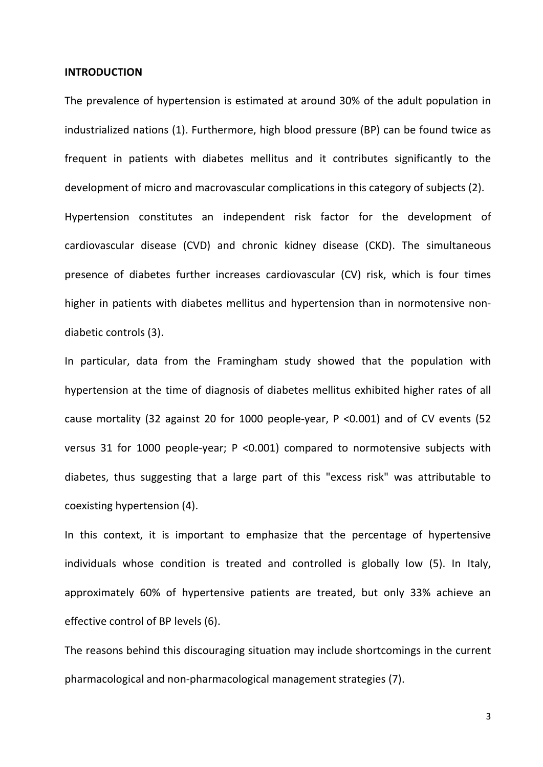**INTRODUCTION**

The prevalence of hypertension is estimated at around 30% of the adult population in industrialized nations (1). Furthermore, high blood pressure (BP) can be found twice as frequent in patients with diabetes mellitus and it contributes significantly to the development of micro and macrovascular complications in this category of subjects (2).

Hypertension constitutes an independent risk factor for the development of cardiovascular disease (CVD) and chronic kidney disease (CKD). The simultaneous presence of diabetes further increases cardiovascular (CV) risk, which is four times higher in patients with diabetes mellitus and hypertension than in normotensive non-diabetic controls (3).

In particular, data from the Framingham study showed that the population with hypertension at the time of diagnosis of diabetes mellitus exhibited higher rates of all cause mortality (32 against 20 for 1000 people-year, $P < 0.001$) and of CV events (52 versus 31 for 1000 people-year; $P < 0.001$) compared to normotensive subjects with diabetes, thus suggesting that a large part of this "excess risk" was attributable to coexisting hypertension (4).

In this context, it is important to emphasize that the percentage of hypertensive individuals whose condition is treated and controlled is globally low (5). In Italy, approximately 60% of hypertensive patients are treated, but only 33% achieve an effective control of BP levels (6).

The reasons behind this discouraging situation may include shortcomings in the current pharmacological and non-pharmacological management strategies (7).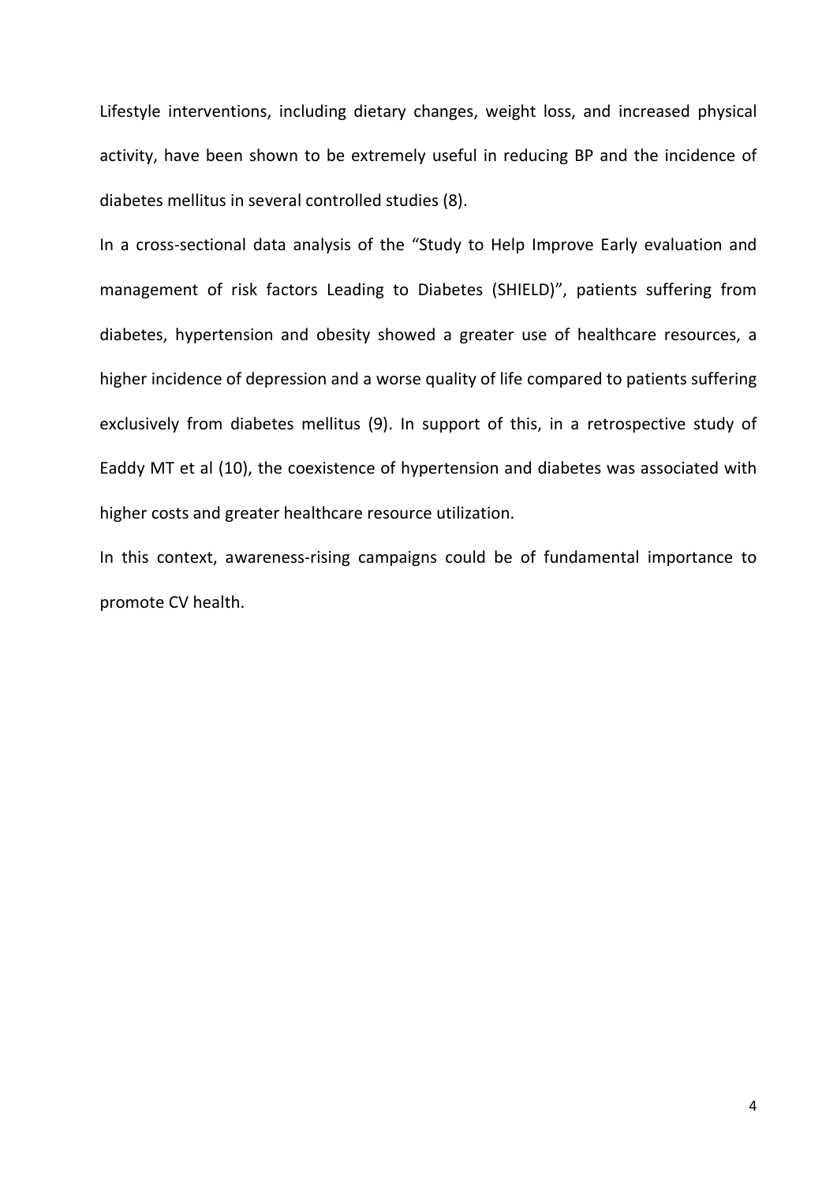Lifestyle interventions, including dietary changes, weight loss, and increased physical activity, have been shown to be extremely useful in reducing BP and the incidence of diabetes mellitus in several controlled studies (8).

In a cross-sectional data analysis of the "Study to Help Improve Early evaluation and management of risk factors Leading to Diabetes (SHIELD)", patients suffering from diabetes, hypertension and obesity showed a greater use of healthcare resources, a higher incidence of depression and a worse quality of life compared to patients suffering exclusively from diabetes mellitus (9). In support of this, in a retrospective study of Eaddy MT et al (10), the coexistence of hypertension and diabetes was associated with higher costs and greater healthcare resource utilization.

In this context, awareness-rising campaigns could be of fundamental importance to promote CV health.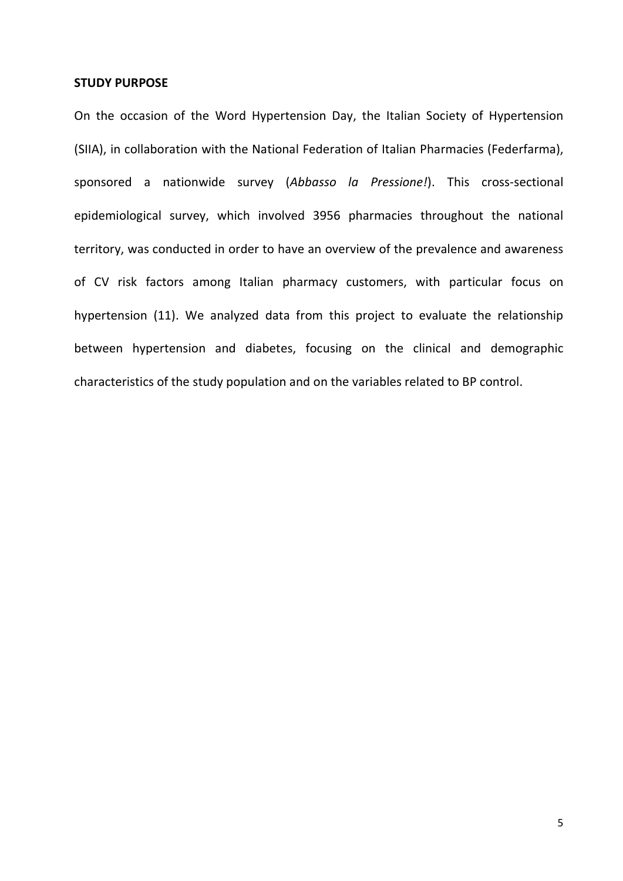## STUDY PURPOSE

On the occasion of the Word Hypertension Day, the Italian Society of Hypertension (SIIA), in collaboration with the National Federation of Italian Pharmacies (Federfarma), sponsored a nationwide survey (*Abbasso la Pressione!*). This cross-sectional epidemiological survey, which involved 3956 pharmacies throughout the national territory, was conducted in order to have an overview of the prevalence and awareness of CV risk factors among Italian pharmacy customers, with particular focus on hypertension (11). We analyzed data from this project to evaluate the relationship between hypertension and diabetes, focusing on the clinical and demographic characteristics of the study population and on the variables related to BP control.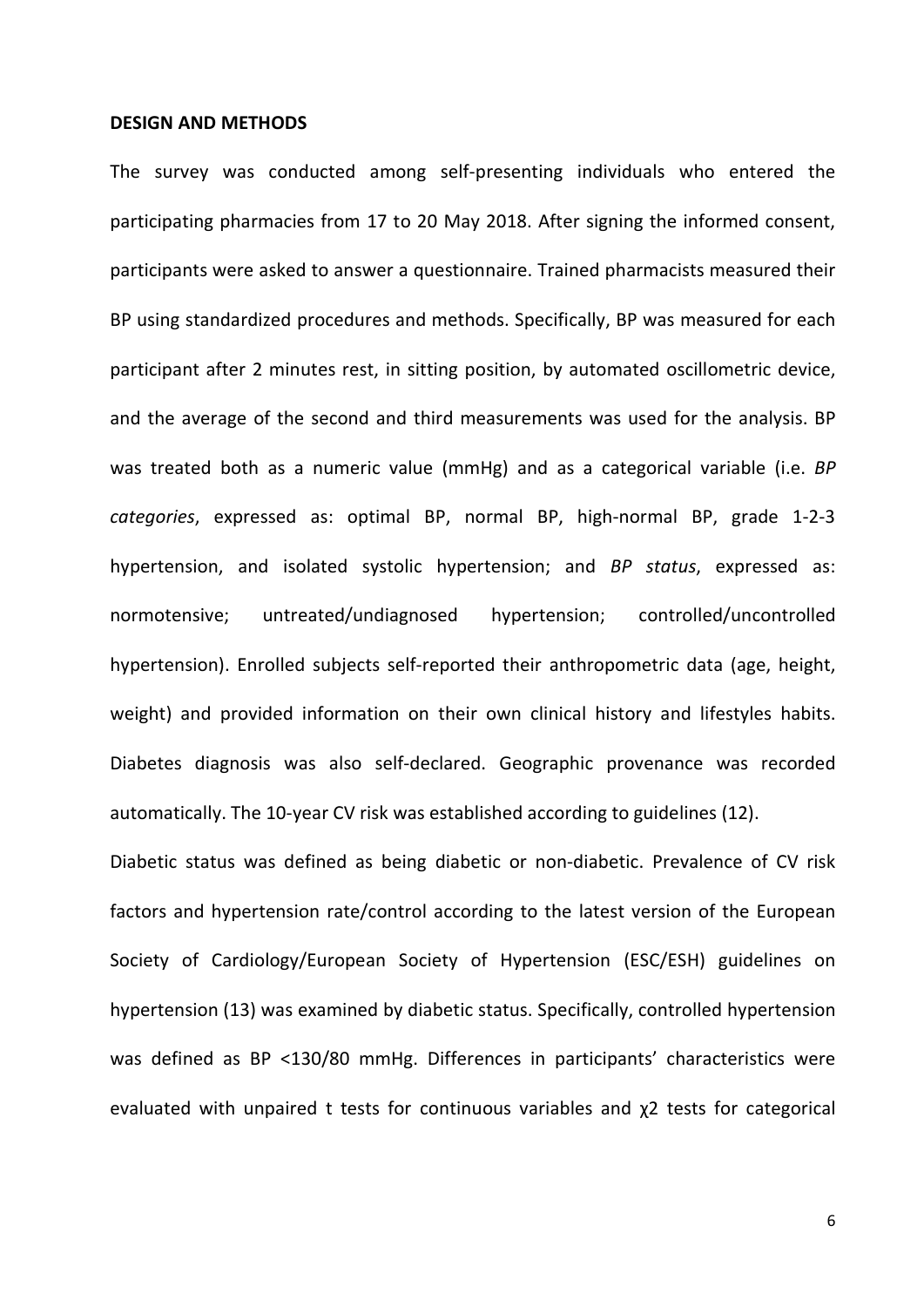## DESIGN AND METHODS

The survey was conducted among self-presenting individuals who entered the participating pharmacies from 17 to 20 May 2018. After signing the informed consent, participants were asked to answer a questionnaire. Trained pharmacists measured their BP using standardized procedures and methods. Specifically, BP was measured for each participant after 2 minutes rest, in sitting position, by automated oscillometric device, and the average of the second and third measurements was used for the analysis. BP was treated both as a numeric value (mmHg) and as a categorical variable (i.e. *BP categories*, expressed as: optimal BP, normal BP, high-normal BP, grade 1-2-3 hypertension, and isolated systolic hypertension; and *BP status*, expressed as: normotensive; untreated/undiagnosed hypertension; controlled/uncontrolled hypertension). Enrolled subjects self-reported their anthropometric data (age, height, weight) and provided information on their own clinical history and lifestyles habits. Diabetes diagnosis was also self-declared. Geographic provenance was recorded automatically. The 10-year CV risk was established according to guidelines (12).

Diabetic status was defined as being diabetic or non-diabetic. Prevalence of CV risk factors and hypertension rate/control according to the latest version of the European Society of Cardiology/European Society of Hypertension (ESC/ESH) guidelines on hypertension (13) was examined by diabetic status. Specifically, controlled hypertension was defined as BP <130/80 mmHg. Differences in participants' characteristics were evaluated with unpaired t tests for continuous variables and $\chi 2$ tests for categorical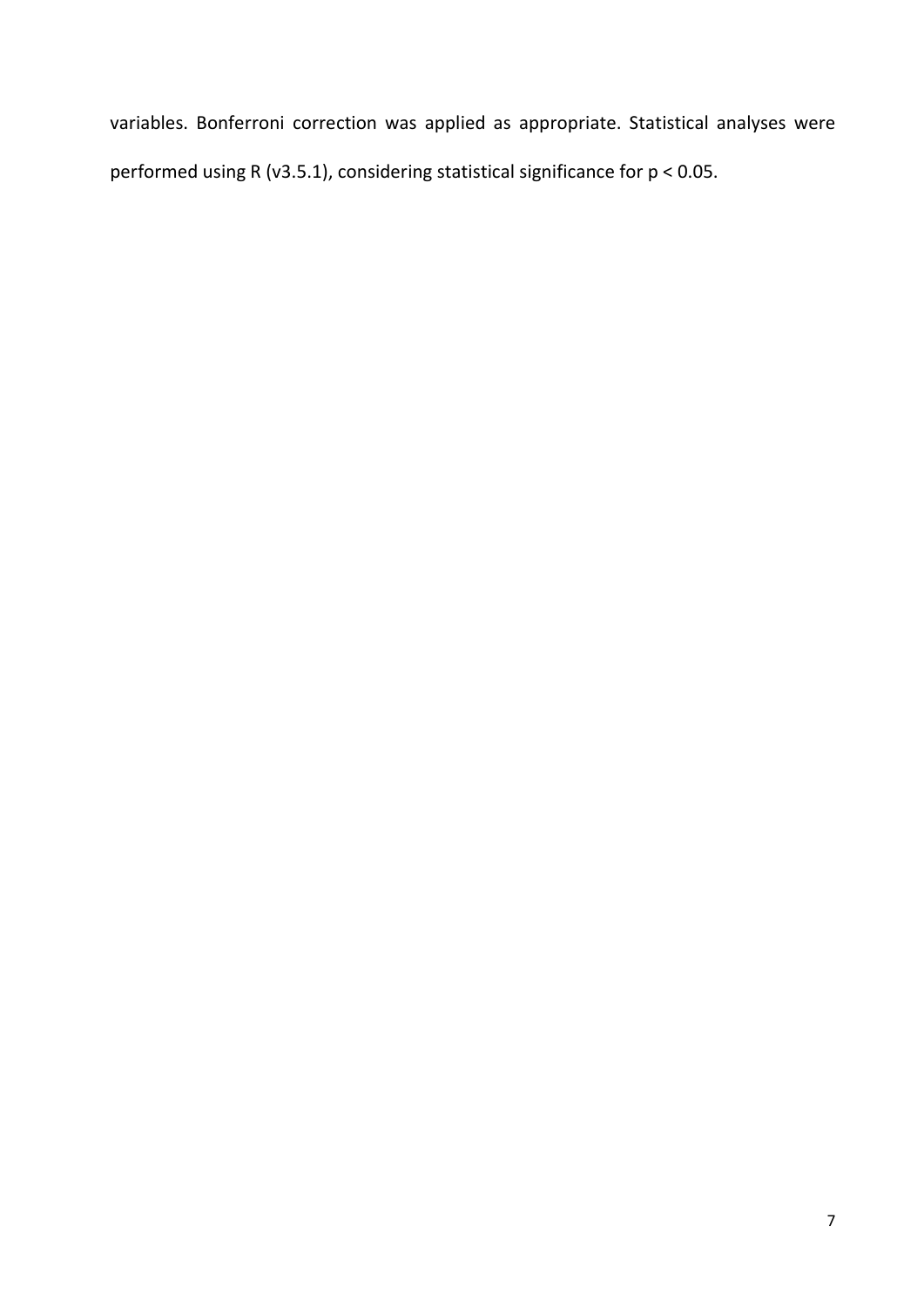variables. Bonferroni correction was applied as appropriate. Statistical analyses were performed using R (v3.5.1), considering statistical significance for $p < 0.05$.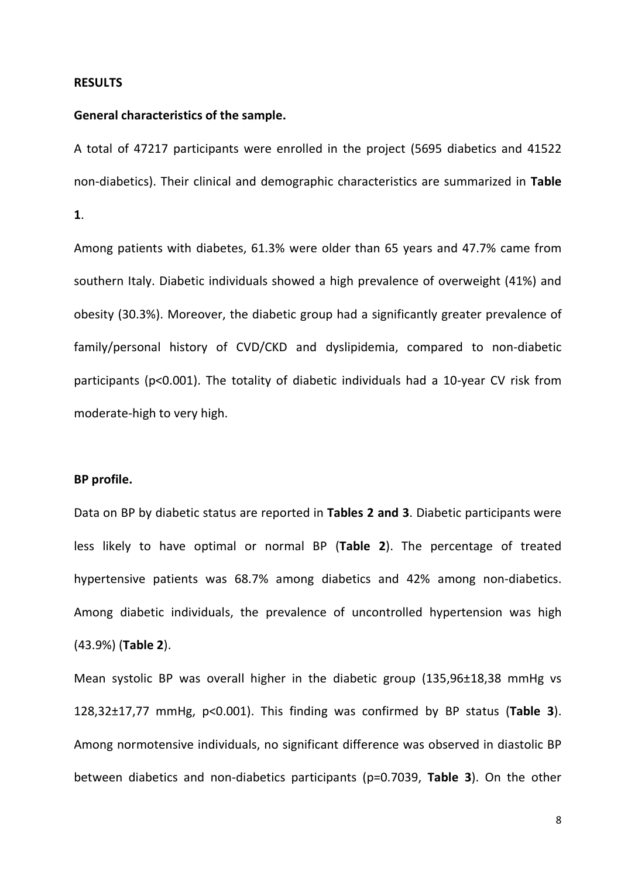## RESULTS

### General characteristics of the sample.

A total of 47217 participants were enrolled in the project (5695 diabetics and 41522 non-diabetics). Their clinical and demographic characteristics are summarized in **Table 1**.

Among patients with diabetes, 61.3% were older than 65 years and 47.7% came from southern Italy. Diabetic individuals showed a high prevalence of overweight (41%) and obesity (30.3%). Moreover, the diabetic group had a significantly greater prevalence of family/personal history of CVD/CKD and dyslipidemia, compared to non-diabetic participants ($p<0.001$). The totality of diabetic individuals had a 10-year CV risk from moderate-high to very high.

### BP profile.

Data on BP by diabetic status are reported in **Tables 2 and 3**. Diabetic participants were less likely to have optimal or normal BP (**Table 2**). The percentage of treated hypertensive patients was 68.7% among diabetics and 42% among non-diabetics. Among diabetic individuals, the prevalence of uncontrolled hypertension was high (43.9%) (**Table 2**).

Mean systolic BP was overall higher in the diabetic group (135,96±18,38 mmHg vs 128,32±17,77 mmHg, $p<0.001$). This finding was confirmed by BP status (**Table 3**). Among normotensive individuals, no significant difference was observed in diastolic BP between diabetics and non-diabetics participants ($p=0.7039$, **Table 3**). On the other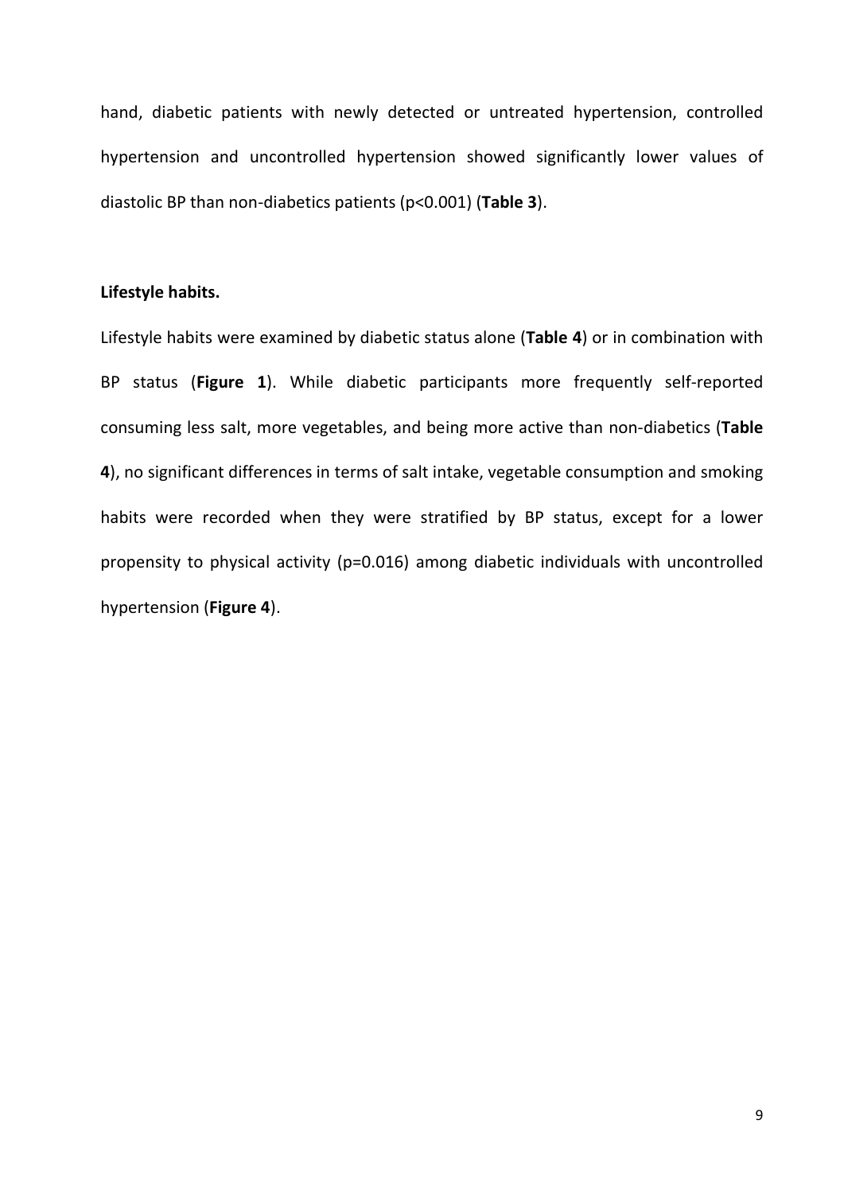hand, diabetic patients with newly detected or untreated hypertension, controlled hypertension and uncontrolled hypertension showed significantly lower values of diastolic BP than non-diabetics patients ($p<0.001$) (**Table 3**).

**Lifestyle habits.**

Lifestyle habits were examined by diabetic status alone (**Table 4**) or in combination with BP status (**Figure 1**). While diabetic participants more frequently self-reported consuming less salt, more vegetables, and being more active than non-diabetics (**Table 4**), no significant differences in terms of salt intake, vegetable consumption and smoking habits were recorded when they were stratified by BP status, except for a lower propensity to physical activity ($p=0.016$) among diabetic individuals with uncontrolled hypertension (**Figure 4**).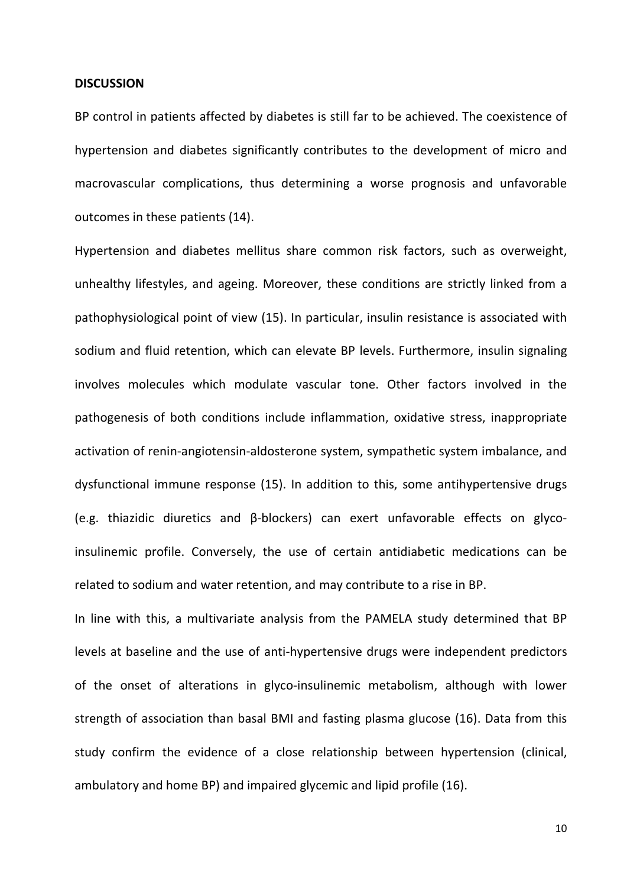## DISCUSSION

BP control in patients affected by diabetes is still far to be achieved. The coexistence of hypertension and diabetes significantly contributes to the development of micro and macrovascular complications, thus determining a worse prognosis and unfavorable outcomes in these patients (14).

Hypertension and diabetes mellitus share common risk factors, such as overweight, unhealthy lifestyles, and ageing. Moreover, these conditions are strictly linked from a pathophysiological point of view (15). In particular, insulin resistance is associated with sodium and fluid retention, which can elevate BP levels. Furthermore, insulin signaling involves molecules which modulate vascular tone. Other factors involved in the pathogenesis of both conditions include inflammation, oxidative stress, inappropriate activation of renin-angiotensin-aldosterone system, sympathetic system imbalance, and dysfunctional immune response (15). In addition to this, some antihypertensive drugs (e.g. thiazidic diuretics and β-blockers) can exert unfavorable effects on glyco-insulinemic profile. Conversely, the use of certain antidiabetic medications can be related to sodium and water retention, and may contribute to a rise in BP.

In line with this, a multivariate analysis from the PAMELA study determined that BP levels at baseline and the use of anti-hypertensive drugs were independent predictors of the onset of alterations in glyco-insulinemic metabolism, although with lower strength of association than basal BMI and fasting plasma glucose (16). Data from this study confirm the evidence of a close relationship between hypertension (clinical, ambulatory and home BP) and impaired glycemic and lipid profile (16).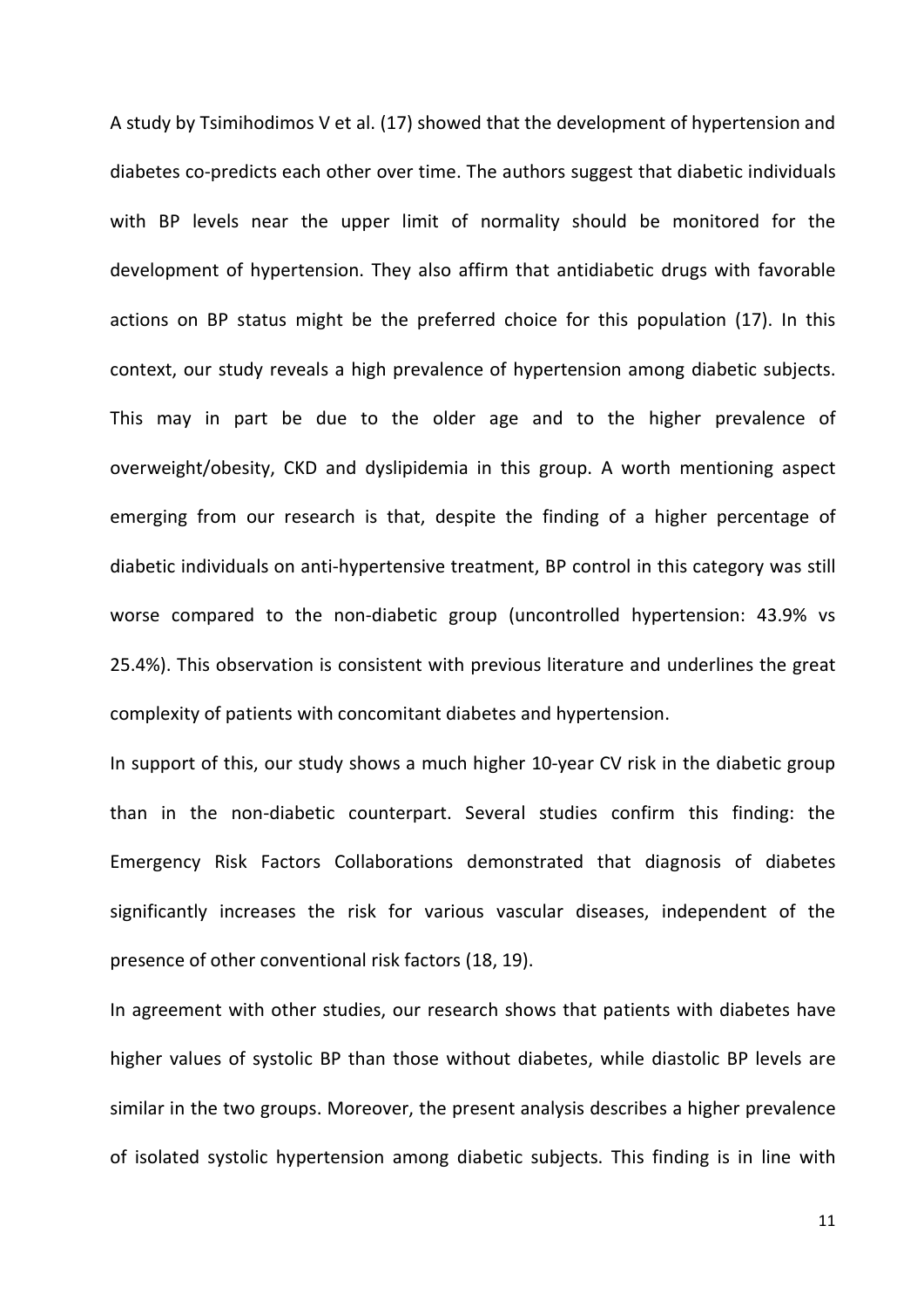A study by Tsimihodimos V et al. (17) showed that the development of hypertension and diabetes co-predicts each other over time. The authors suggest that diabetic individuals with BP levels near the upper limit of normality should be monitored for the development of hypertension. They also affirm that antidiabetic drugs with favorable actions on BP status might be the preferred choice for this population (17). In this context, our study reveals a high prevalence of hypertension among diabetic subjects. This may in part be due to the older age and to the higher prevalence of overweight/obesity, CKD and dyslipidemia in this group. A worth mentioning aspect emerging from our research is that, despite the finding of a higher percentage of diabetic individuals on anti-hypertensive treatment, BP control in this category was still worse compared to the non-diabetic group (uncontrolled hypertension: 43.9% vs 25.4%). This observation is consistent with previous literature and underlines the great complexity of patients with concomitant diabetes and hypertension.

In support of this, our study shows a much higher 10-year CV risk in the diabetic group than in the non-diabetic counterpart. Several studies confirm this finding: the Emergency Risk Factors Collaborations demonstrated that diagnosis of diabetes significantly increases the risk for various vascular diseases, independent of the presence of other conventional risk factors (18, 19).

In agreement with other studies, our research shows that patients with diabetes have higher values of systolic BP than those without diabetes, while diastolic BP levels are similar in the two groups. Moreover, the present analysis describes a higher prevalence of isolated systolic hypertension among diabetic subjects. This finding is in line with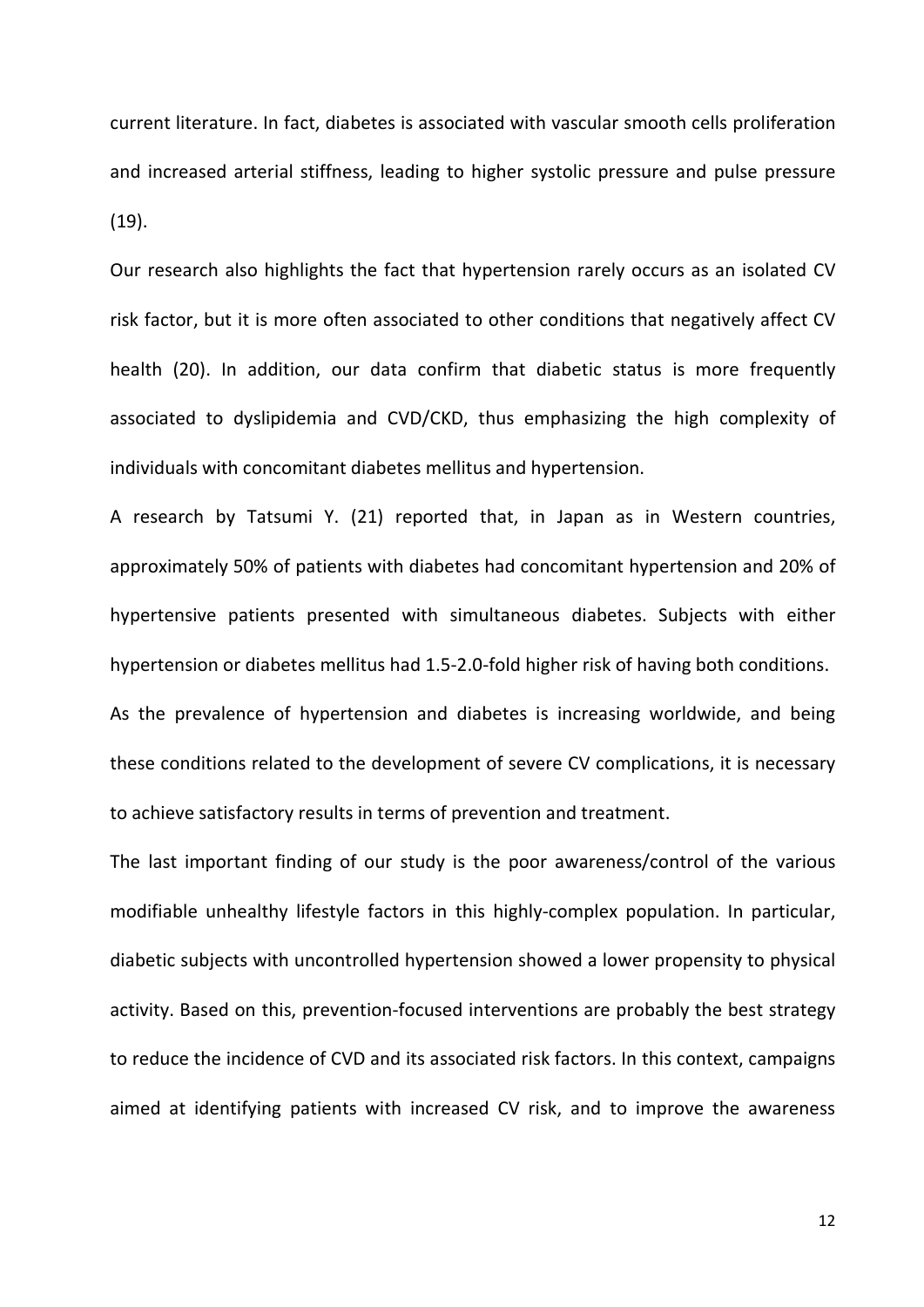current literature. In fact, diabetes is associated with vascular smooth cells proliferation and increased arterial stiffness, leading to higher systolic pressure and pulse pressure (19).

Our research also highlights the fact that hypertension rarely occurs as an isolated CV risk factor, but it is more often associated to other conditions that negatively affect CV health (20). In addition, our data confirm that diabetic status is more frequently associated to dyslipidemia and CVD/CKD, thus emphasizing the high complexity of individuals with concomitant diabetes mellitus and hypertension.

A research by Tatsumi Y. (21) reported that, in Japan as in Western countries, approximately 50% of patients with diabetes had concomitant hypertension and 20% of hypertensive patients presented with simultaneous diabetes. Subjects with either hypertension or diabetes mellitus had 1.5-2.0-fold higher risk of having both conditions.

As the prevalence of hypertension and diabetes is increasing worldwide, and being these conditions related to the development of severe CV complications, it is necessary to achieve satisfactory results in terms of prevention and treatment.

The last important finding of our study is the poor awareness/control of the various modifiable unhealthy lifestyle factors in this highly-complex population. In particular, diabetic subjects with uncontrolled hypertension showed a lower propensity to physical activity. Based on this, prevention-focused interventions are probably the best strategy to reduce the incidence of CVD and its associated risk factors. In this context, campaigns aimed at identifying patients with increased CV risk, and to improve the awareness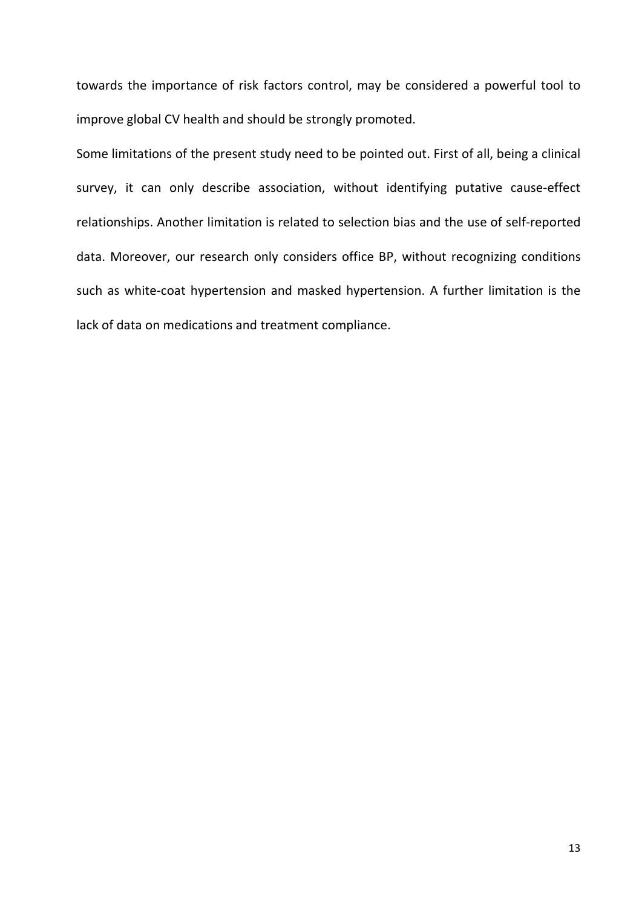towards the importance of risk factors control, may be considered a powerful tool to improve global CV health and should be strongly promoted.

Some limitations of the present study need to be pointed out. First of all, being a clinical survey, it can only describe association, without identifying putative cause-effect relationships. Another limitation is related to selection bias and the use of self-reported data. Moreover, our research only considers office BP, without recognizing conditions such as white-coat hypertension and masked hypertension. A further limitation is the lack of data on medications and treatment compliance.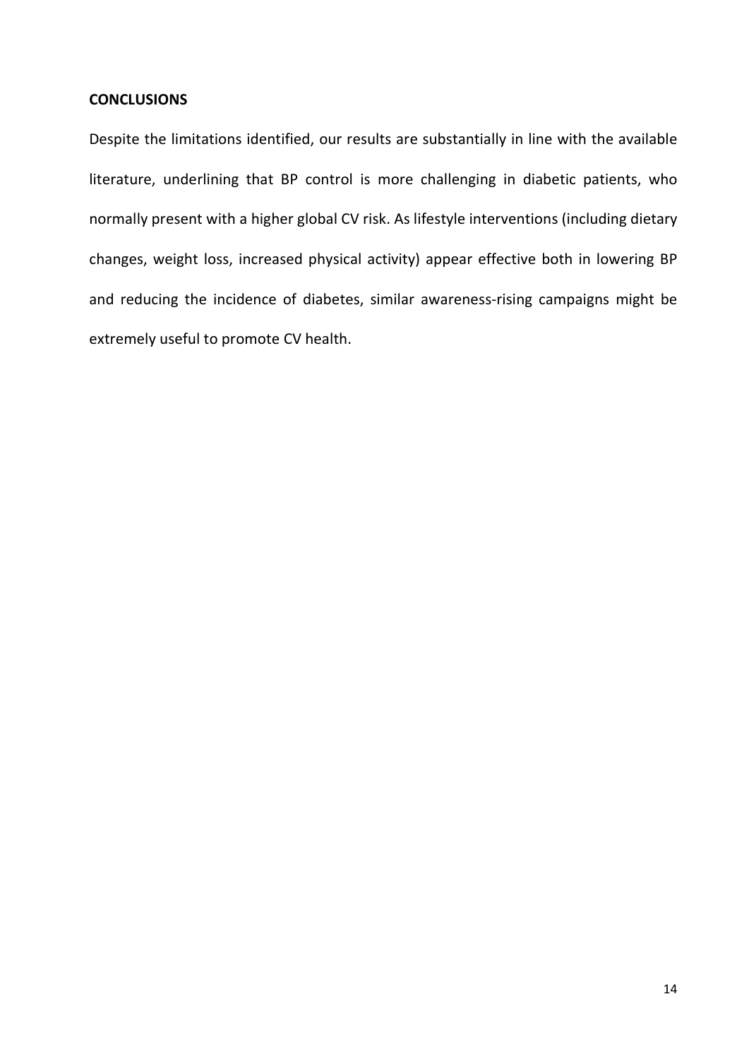## CONCLUSIONS

Despite the limitations identified, our results are substantially in line with the available literature, underlining that BP control is more challenging in diabetic patients, who normally present with a higher global CV risk. As lifestyle interventions (including dietary changes, weight loss, increased physical activity) appear effective both in lowering BP and reducing the incidence of diabetes, similar awareness-rising campaigns might be extremely useful to promote CV health.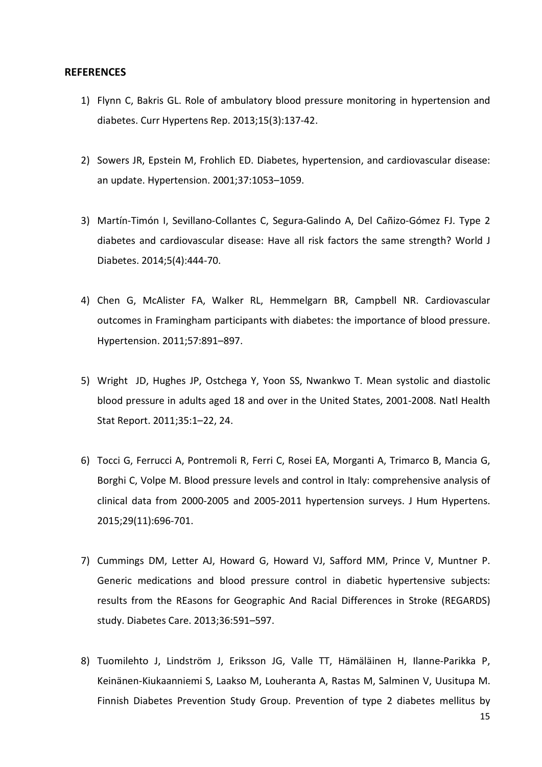## REFERENCES

1) Flynn C, Bakris GL. Role of ambulatory blood pressure monitoring in hypertension and diabetes. Curr Hypertens Rep. 2013;15(3):137-42.

2) Sowers JR, Epstein M, Frohlich ED. Diabetes, hypertension, and cardiovascular disease: an update. Hypertension. 2001;37:1053–1059.

3) Martín-Timón I, Sevillano-Collantes C, Segura-Galindo A, Del Cañizo-Gómez FJ. Type 2 diabetes and cardiovascular disease: Have all risk factors the same strength? World J Diabetes. 2014;5(4):444-70.

4) Chen G, McAlister FA, Walker RL, Hemmelgarn BR, Campbell NR. Cardiovascular outcomes in Framingham participants with diabetes: the importance of blood pressure. Hypertension. 2011;57:891–897.

5) Wright JD, Hughes JP, Ostchega Y, Yoon SS, Nwankwo T. Mean systolic and diastolic blood pressure in adults aged 18 and over in the United States, 2001-2008. Natl Health Stat Report. 2011;35:1–22, 24.

6) Tocci G, Ferrucci A, Pontremoli R, Ferri C, Rosei EA, Morganti A, Trimarco B, Mancia G, Borghi C, Volpe M. Blood pressure levels and control in Italy: comprehensive analysis of clinical data from 2000-2005 and 2005-2011 hypertension surveys. J Hum Hypertens. 2015;29(11):696-701.

7) Cummings DM, Letter AJ, Howard G, Howard VJ, Safford MM, Prince V, Muntner P. Generic medications and blood pressure control in diabetic hypertensive subjects: results from the REasons for Geographic And Racial Differences in Stroke (REGARDS) study. Diabetes Care. 2013;36:591–597.

8) Tuomilehto J, Lindström J, Eriksson JG, Valle TT, Hämäläinen H, Ilanne-Parikka P, Keinänen-Kiukaanniemi S, Laakso M, Louheranta A, Rastas M, Salminen V, Uusitupa M. Finnish Diabetes Prevention Study Group. Prevention of type 2 diabetes mellitus by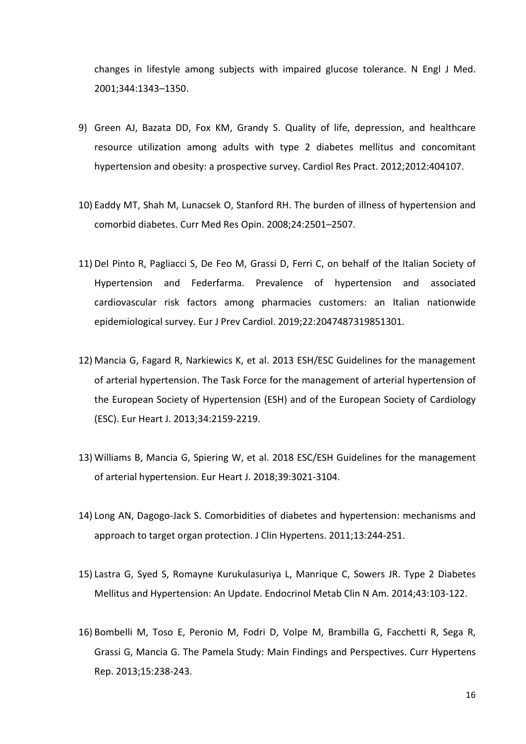changes in lifestyle among subjects with impaired glucose tolerance. N Engl J Med. 2001;344:1343–1350.

9) Green AJ, Bazata DD, Fox KM, Grandy S. Quality of life, depression, and healthcare resource utilization among adults with type 2 diabetes mellitus and concomitant hypertension and obesity: a prospective survey. Cardiol Res Pract. 2012;2012:404107.

10) Eaddy MT, Shah M, Lunacsek O, Stanford RH. The burden of illness of hypertension and comorbid diabetes. Curr Med Res Opin. 2008;24:2501–2507.

11) Del Pinto R, Pagliacci S, De Feo M, Grassi D, Ferri C, on behalf of the Italian Society of Hypertension and Federfarma. Prevalence of hypertension and associated cardiovascular risk factors among pharmacies customers: an Italian nationwide epidemiological survey. Eur J Prev Cardiol. 2019;22:2047487319851301.

12) Mancia G, Fagard R, Narkiewics K, et al. 2013 ESH/ESC Guidelines for the management of arterial hypertension. The Task Force for the management of arterial hypertension of the European Society of Hypertension (ESH) and of the European Society of Cardiology (ESC). Eur Heart J. 2013;34:2159-2219.

13) Williams B, Mancia G, Spiering W, et al. 2018 ESC/ESH Guidelines for the management of arterial hypertension. Eur Heart J. 2018;39:3021-3104.

14) Long AN, Dagogo-Jack S. Comorbidities of diabetes and hypertension: mechanisms and approach to target organ protection. J Clin Hypertens. 2011;13:244-251.

15) Lastra G, Syed S, Romayne Kurukulasuriya L, Manrique C, Sowers JR. Type 2 Diabetes Mellitus and Hypertension: An Update. Endocrinol Metab Clin N Am. 2014;43:103-122.

16) Bombelli M, Toso E, Peronio M, Fodri D, Volpe M, Brambilla G, Facchetti R, Sega R, Grassi G, Mancia G. The Pamela Study: Main Findings and Perspectives. Curr Hypertens Rep. 2013;15:238-243.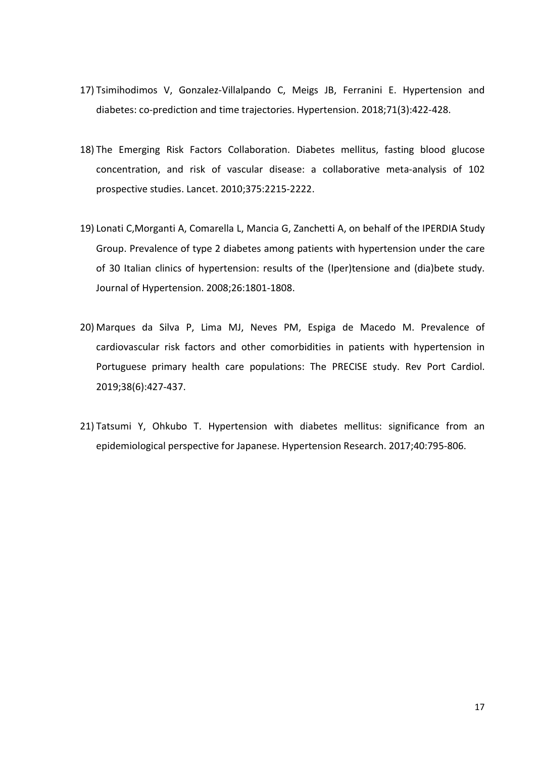17) Tsimihodimos V, Gonzalez-Villalpando C, Meigs JB, Ferranini E. Hypertension and diabetes: co-prediction and time trajectories. Hypertension. 2018;71(3):422-428.

18) The Emerging Risk Factors Collaboration. Diabetes mellitus, fasting blood glucose concentration, and risk of vascular disease: a collaborative meta-analysis of 102 prospective studies. Lancet. 2010;375:2215-2222.

19) Lonati C,Morganti A, Comarella L, Mancia G, Zanchetti A, on behalf of the IPERDIA Study Group. Prevalence of type 2 diabetes among patients with hypertension under the care of 30 Italian clinics of hypertension: results of the (Iper)tensione and (dia)bete study. Journal of Hypertension. 2008;26:1801-1808.

20) Marques da Silva P, Lima MJ, Neves PM, Espiga de Macedo M. Prevalence of cardiovascular risk factors and other comorbidities in patients with hypertension in Portuguese primary health care populations: The PRECISE study. Rev Port Cardiol. 2019;38(6):427-437.

21) Tatsumi Y, Ohkubo T. Hypertension with diabetes mellitus: significance from an epidemiological perspective for Japanese. Hypertension Research. 2017;40:795-806.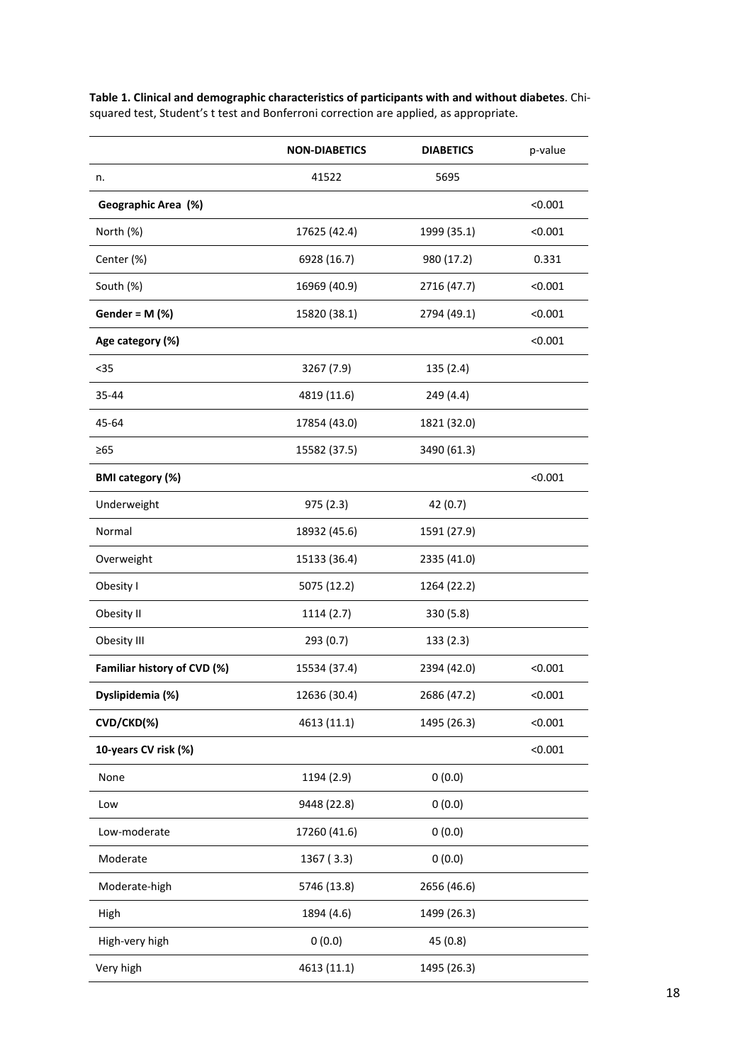**Table 1. Clinical and demographic characteristics of participants with and without diabetes**. Chi-squared test, Student's t test and Bonferroni correction are applied, as appropriate.

| | NON-DIABETICS | DIABETICS | p-value |
|---|---|---|---|
| n. | 41522 | 5695 | |
| **Geographic Area (%)** | | | <0.001 |
| North (%) | 17625 (42.4) | 1999 (35.1) | <0.001 |
| Center (%) | 6928 (16.7) | 980 (17.2) | 0.331 |
| South (%) | 16969 (40.9) | 2716 (47.7) | <0.001 |
| **Gender = M (%)** | 15820 (38.1) | 2794 (49.1) | <0.001 |
| **Age category (%)** | | | <0.001 |
| <35 | 3267 (7.9) | 135 (2.4) | |
| 35-44 | 4819 (11.6) | 249 (4.4) | |
| 45-64 | 17854 (43.0) | 1821 (32.0) | |
| ≥65 | 15582 (37.5) | 3490 (61.3) | |
| **BMI category (%)** | | | <0.001 |
| Underweight | 975 (2.3) | 42 (0.7) | |
| Normal | 18932 (45.6) | 1591 (27.9) | |
| Overweight | 15133 (36.4) | 2335 (41.0) | |
| Obesity I | 5075 (12.2) | 1264 (22.2) | |
| Obesity II | 1114 (2.7) | 330 (5.8) | |
| Obesity III | 293 (0.7) | 133 (2.3) | |
| **Familiar history of CVD (%)** | 15534 (37.4) | 2394 (42.0) | <0.001 |
| **Dyslipidemia (%)** | 12636 (30.4) | 2686 (47.2) | <0.001 |
| **CVD/CKD(%)** | 4613 (11.1) | 1495 (26.3) | <0.001 |
| **10-years CV risk (%)** | | | <0.001 |
| None | 1194 (2.9) | 0 (0.0) | |
| Low | 9448 (22.8) | 0 (0.0) | |
| Low-moderate | 17260 (41.6) | 0 (0.0) | |
| Moderate | 1367 ( 3.3) | 0 (0.0) | |
| Moderate-high | 5746 (13.8) | 2656 (46.6) | |
| High | 1894 (4.6) | 1499 (26.3) | |
| High-very high | 0 (0.0) | 45 (0.8) | |
| Very high | 4613 (11.1) | 1495 (26.3) | |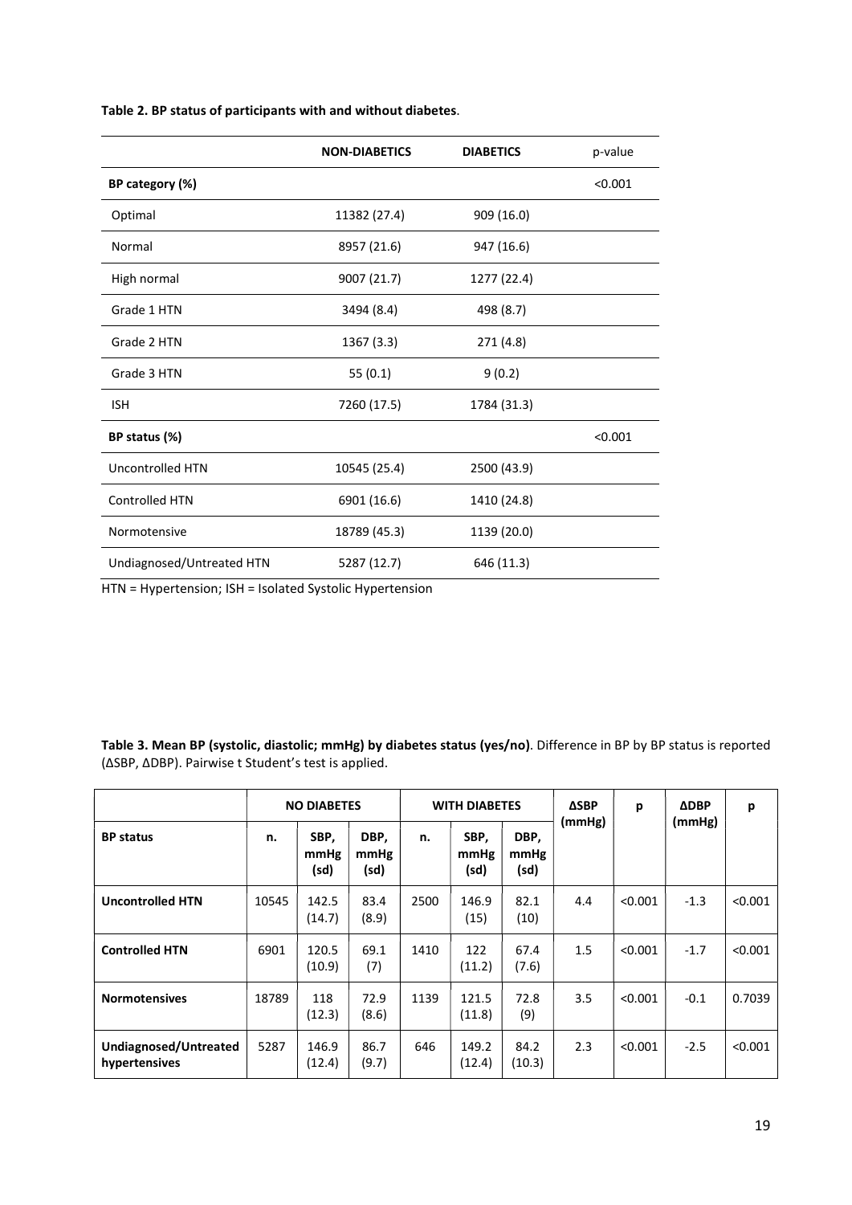**Table 2. BP status of participants with and without diabetes**.

| | NON-DIABETICS | DIABETICS | p-value |
|---|---|---|---|
| **BP category (%)** | | | <0.001 |
| Optimal | 11382 (27.4) | 909 (16.0) | |
| Normal | 8957 (21.6) | 947 (16.6) | |
| High normal | 9007 (21.7) | 1277 (22.4) | |
| Grade 1 HTN | 3494 (8.4) | 498 (8.7) | |
| Grade 2 HTN | 1367 (3.3) | 271 (4.8) | |
| Grade 3 HTN | 55 (0.1) | 9 (0.2) | |
| ISH | 7260 (17.5) | 1784 (31.3) | |
| **BP status (%)** | | | <0.001 |
| Uncontrolled HTN | 10545 (25.4) | 2500 (43.9) | |
| Controlled HTN | 6901 (16.6) | 1410 (24.8) | |
| Normotensive | 18789 (45.3) | 1139 (20.0) | |
| Undiagnosed/Untreated HTN | 5287 (12.7) | 646 (11.3) | |

HTN = Hypertension; ISH = Isolated Systolic Hypertension

**Table 3. Mean BP (systolic, diastolic; mmHg) by diabetes status (yes/no)**. Difference in BP by BP status is reported (ΔSBP, ΔDBP). Pairwise t Student's test is applied.

| | NO DIABETES | | | WITH DIABETES | | | ΔSBP (mmHg) | p | ΔDBP (mmHg) | p |
|---|---|---|---|---|---|---|---|---|---|---|
| **BP status** | **n.** | **SBP, mmHg (sd)** | **DBP, mmHg (sd)** | **n.** | **SBP, mmHg (sd)** | **DBP, mmHg (sd)** | | | | |
| **Uncontrolled HTN** | 10545 | 142.5 (14.7) | 83.4 (8.9) | 2500 | 146.9 (15) | 82.1 (10) | 4.4 | <0.001 | -1.3 | <0.001 |
| **Controlled HTN** | 6901 | 120.5 (10.9) | 69.1 (7) | 1410 | 122 (11.2) | 67.4 (7.6) | 1.5 | <0.001 | -1.7 | <0.001 |
| **Normotensives** | 18789 | 118 (12.3) | 72.9 (8.6) | 1139 | 121.5 (11.8) | 72.8 (9) | 3.5 | <0.001 | -0.1 | 0.7039 |
| **Undiagnosed/Untreated hypertensives** | 5287 | 146.9 (12.4) | 86.7 (9.7) | 646 | 149.2 (12.4) | 84.2 (10.3) | 2.3 | <0.001 | -2.5 | <0.001 |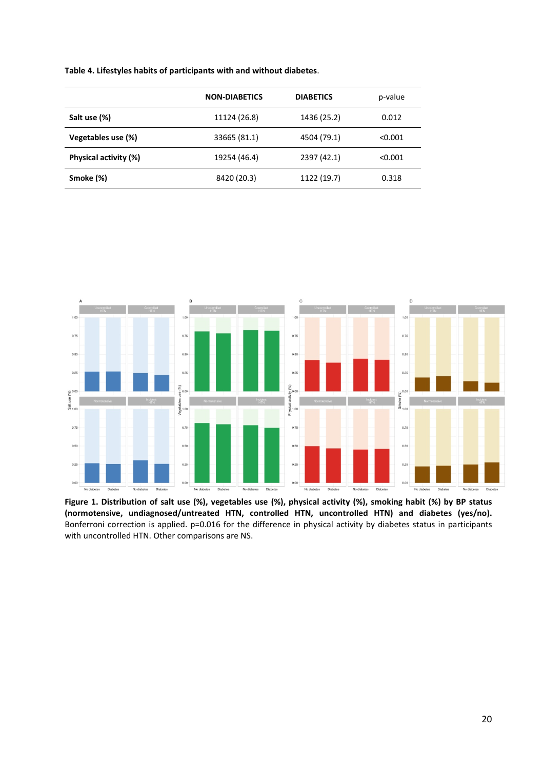**Table 4. Lifestyles habits of participants with and without diabetes**.

| | NON-DIABETICS | DIABETICS | p-value |
|---|---|---|---|
| **Salt use (%)** | 11124 (26.8) | 1436 (25.2) | 0.012 |
| **Vegetables use (%)** | 33665 (81.1) | 4504 (79.1) | <0.001 |
| **Physical activity (%)** | 19254 (46.4) | 2397 (42.1) | <0.001 |
| **Smoke (%)** | 8420 (20.3) | 1122 (19.7) | 0.318 |

A
Uncontrolled HTN
Controlled HTN
Normotensive
Incident HTN
Salt use (%)
1.00
0.75
0.50
0.25
0.00
No diabetes
Diabetes

B
Uncontrolled HTN
Controlled HTN
Normotensive
Incident HTN
Vegetables use (%)
1.00
0.75
0.50
0.25
0.00
No diabetes
Diabetes

C
Uncontrolled HTN
Controlled HTN
Normotensive
Incident HTN
Physical activity (%)
1.00
0.75
0.50
0.25
0.00
No diabetes
Diabetes

D
Uncontrolled HTN
Controlled HTN
Normotensive
Incident HTN
Smoke (%)
1.00
0.75
0.50
0.25
0.00
No diabetes
Diabetes

**Figure 1. Distribution of salt use (%), vegetables use (%), physical activity (%), smoking habit (%) by BP status (normotensive, undiagnosed/untreated HTN, controlled HTN, uncontrolled HTN) and diabetes (yes/no).** Bonferroni correction is applied. p=0.016 for the difference in physical activity by diabetes status in participants with uncontrolled HTN. Other comparisons are NS.